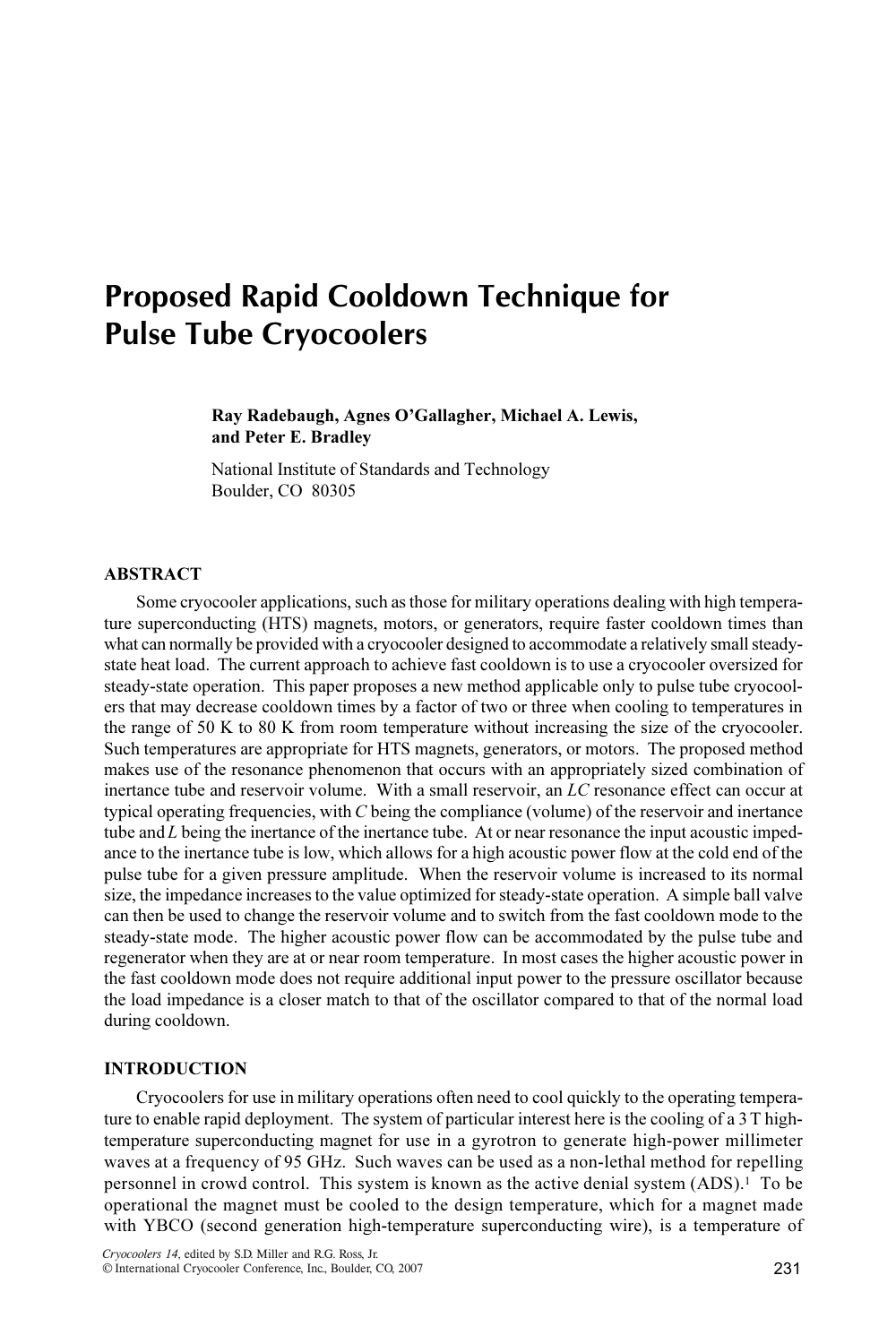# Proposed Rapid Cooldown Technique for Pulse Tube Cryocoolers

**Ray Radebaugh, Agnes O'Gallagher, Michael A. Lewis, and Peter E. Bradley**

National Institute of Standards and Technology
Boulder, CO 80305

## ABSTRACT

Some cryocooler applications, such as those for military operations dealing with high temperature superconducting (HTS) magnets, motors, or generators, require faster cooldown times than what can normally be provided with a cryocooler designed to accommodate a relatively small steady-state heat load. The current approach to achieve fast cooldown is to use a cryocooler oversized for steady-state operation. This paper proposes a new method applicable only to pulse tube cryocoolers that may decrease cooldown times by a factor of two or three when cooling to temperatures in the range of 50 K to 80 K from room temperature without increasing the size of the cryocooler. Such temperatures are appropriate for HTS magnets, generators, or motors. The proposed method makes use of the resonance phenomenon that occurs with an appropriately sized combination of inertance tube and reservoir volume. With a small reservoir, an *LC* resonance effect can occur at typical operating frequencies, with *C* being the compliance (volume) of the reservoir and inertance tube and *L* being the inertance of the inertance tube. At or near resonance the input acoustic impedance to the inertance tube is low, which allows for a high acoustic power flow at the cold end of the pulse tube for a given pressure amplitude. When the reservoir volume is increased to its normal size, the impedance increases to the value optimized for steady-state operation. A simple ball valve can then be used to change the reservoir volume and to switch from the fast cooldown mode to the steady-state mode. The higher acoustic power flow can be accommodated by the pulse tube and regenerator when they are at or near room temperature. In most cases the higher acoustic power in the fast cooldown mode does not require additional input power to the pressure oscillator because the load impedance is a closer match to that of the oscillator compared to that of the normal load during cooldown.

## INTRODUCTION

Cryocoolers for use in military operations often need to cool quickly to the operating temperature to enable rapid deployment. The system of particular interest here is the cooling of a 3 T high-temperature superconducting magnet for use in a gyrotron to generate high-power millimeter waves at a frequency of 95 GHz. Such waves can be used as a non-lethal method for repelling personnel in crowd control. This system is known as the active denial system (ADS).[1] To be operational the magnet must be cooled to the design temperature, which for a magnet made with YBCO (second generation high-temperature superconducting wire), is a temperature of

*Cryocoolers 14*, edited by S.D. Miller and R.G. Ross, Jr.
© International Cryocooler Conference, Inc., Boulder, CO, 2007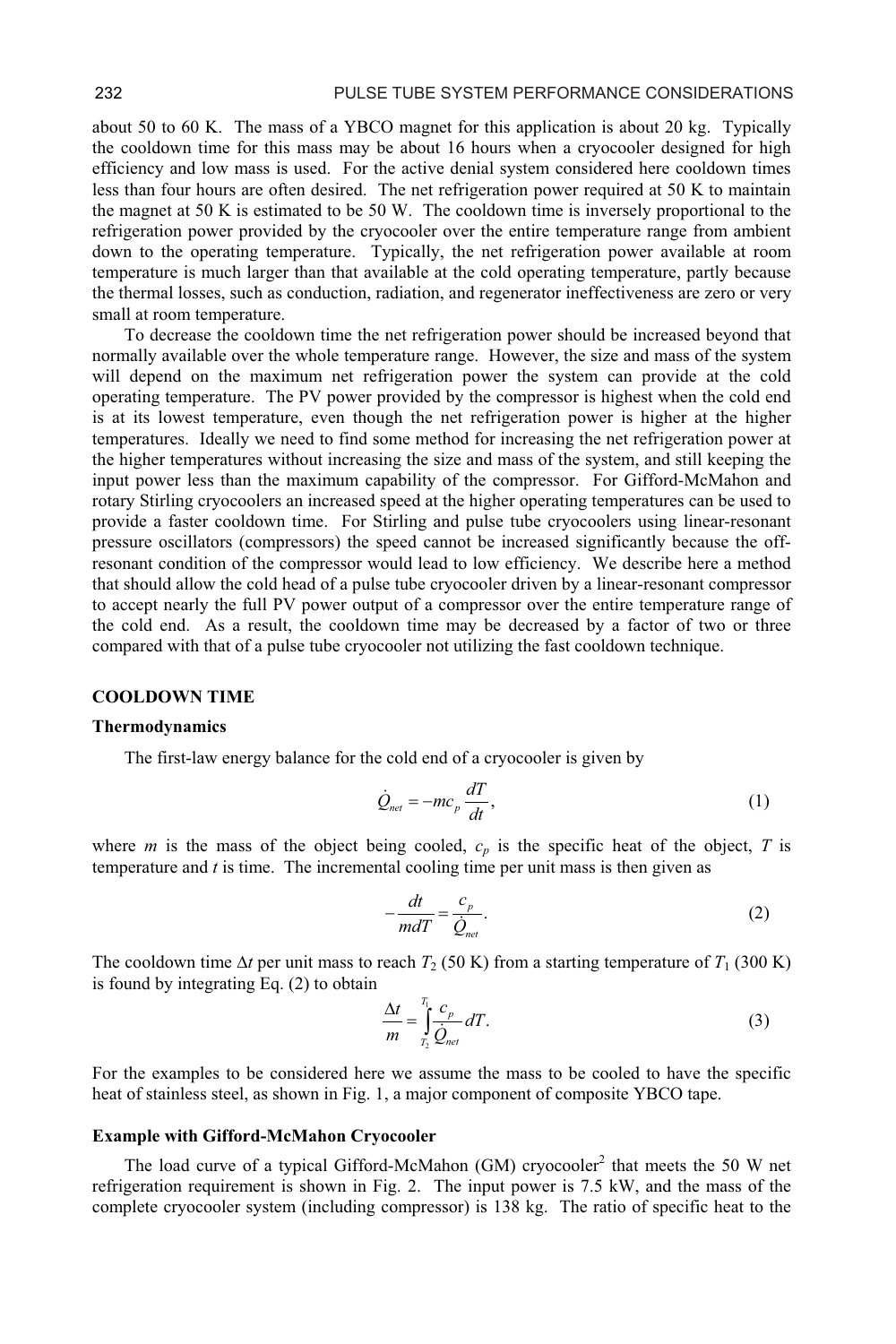about 50 to 60 K. The mass of a YBCO magnet for this application is about 20 kg. Typically the cooldown time for this mass may be about 16 hours when a cryocooler designed for high efficiency and low mass is used. For the active denial system considered here cooldown times less than four hours are often desired. The net refrigeration power required at 50 K to maintain the magnet at 50 K is estimated to be 50 W. The cooldown time is inversely proportional to the refrigeration power provided by the cryocooler over the entire temperature range from ambient down to the operating temperature. Typically, the net refrigeration power available at room temperature is much larger than that available at the cold operating temperature, partly because the thermal losses, such as conduction, radiation, and regenerator ineffectiveness are zero or very small at room temperature.

To decrease the cooldown time the net refrigeration power should be increased beyond that normally available over the whole temperature range. However, the size and mass of the system will depend on the maximum net refrigeration power the system can provide at the cold operating temperature. The PV power provided by the compressor is highest when the cold end is at its lowest temperature, even though the net refrigeration power is higher at the higher temperatures. Ideally we need to find some method for increasing the net refrigeration power at the higher temperatures without increasing the size and mass of the system, and still keeping the input power less than the maximum capability of the compressor. For Gifford-McMahon and rotary Stirling cryocoolers an increased speed at the higher operating temperatures can be used to provide a faster cooldown time. For Stirling and pulse tube cryocoolers using linear-resonant pressure oscillators (compressors) the speed cannot be increased significantly because the off-resonant condition of the compressor would lead to low efficiency. We describe here a method that should allow the cold head of a pulse tube cryocooler driven by a linear-resonant compressor to accept nearly the full PV power output of a compressor over the entire temperature range of the cold end. As a result, the cooldown time may be decreased by a factor of two or three compared with that of a pulse tube cryocooler not utilizing the fast cooldown technique.

## COOLDOWN TIME

### Thermodynamics

The first-law energy balance for the cold end of a cryocooler is given by

$$\dot{Q}_{net} = -mc_p \frac{dT}{dt}, \tag{1}$$

where $m$ is the mass of the object being cooled, $c_p$ is the specific heat of the object, $T$ is temperature and $t$ is time. The incremental cooling time per unit mass is then given as

$$-\frac{dt}{mdT} = \frac{c_p}{\dot{Q}_{net}}. \tag{2}$$

The cooldown time $\Delta t$ per unit mass to reach $T_2$ (50 K) from a starting temperature of $T_1$ (300 K) is found by integrating Eq. (2) to obtain

$$\frac{\Delta t}{m} = \int_{T_2}^{T_1} \frac{c_p}{\dot{Q}_{net}} dT. \tag{3}$$

For the examples to be considered here we assume the mass to be cooled to have the specific heat of stainless steel, as shown in Fig. 1, a major component of composite YBCO tape.

### Example with Gifford-McMahon Cryocooler

The load curve of a typical Gifford-McMahon (GM) cryocooler[2] that meets the 50 W net refrigeration requirement is shown in Fig. 2. The input power is 7.5 kW, and the mass of the complete cryocooler system (including compressor) is 138 kg. The ratio of specific heat to the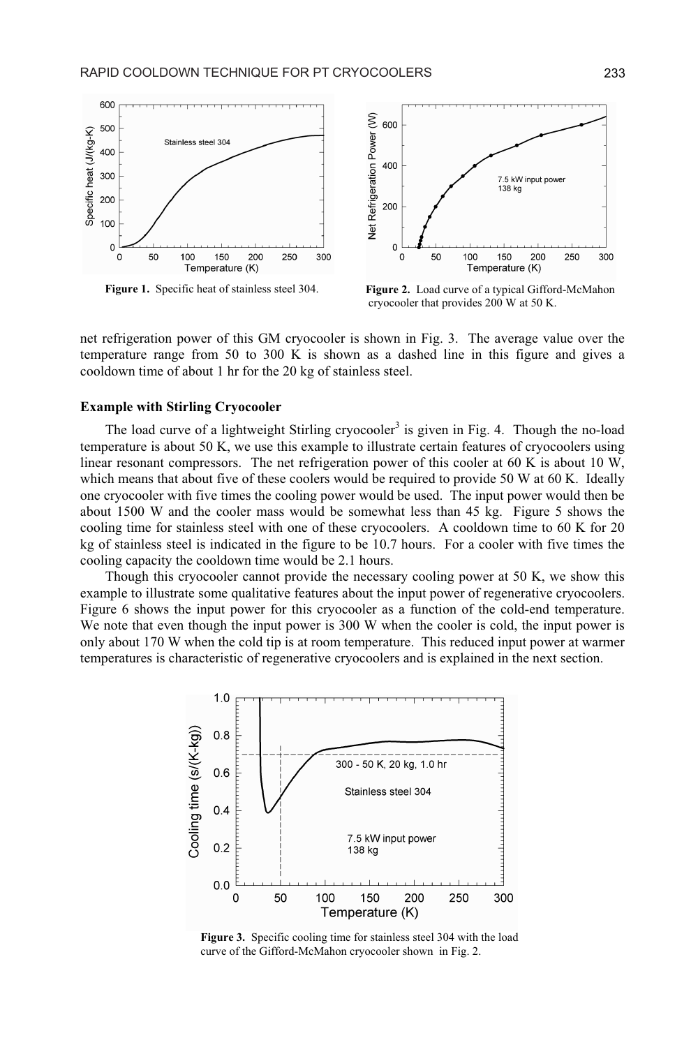Figure 1. Specific heat of stainless steel 304.

Figure 2. Load curve of a typical Gifford-McMahon cryocooler that provides 200 W at 50 K.

net refrigeration power of this GM cryocooler is shown in Fig. 3. The average value over the temperature range from 50 to 300 K is shown as a dashed line in this figure and gives a cooldown time of about 1 hr for the 20 kg of stainless steel.

### Example with Stirling Cryocooler

The load curve of a lightweight Stirling cryocooler[3] is given in Fig. 4. Though the no-load temperature is about 50 K, we use this example to illustrate certain features of cryocoolers using linear resonant compressors. The net refrigeration power of this cooler at 60 K is about 10 W, which means that about five of these coolers would be required to provide 50 W at 60 K. Ideally one cryocooler with five times the cooling power would be used. The input power would then be about 1500 W and the cooler mass would be somewhat less than 45 kg. Figure 5 shows the cooling time for stainless steel with one of these cryocoolers. A cooldown time to 60 K for 20 kg of stainless steel is indicated in the figure to be 10.7 hours. For a cooler with five times the cooling capacity the cooldown time would be 2.1 hours.

Though this cryocooler cannot provide the necessary cooling power at 50 K, we show this example to illustrate some qualitative features about the input power of regenerative cryocoolers. Figure 6 shows the input power for this cryocooler as a function of the cold-end temperature. We note that even though the input power is 300 W when the cooler is cold, the input power is only about 170 W when the cold tip is at room temperature. This reduced input power at warmer temperatures is characteristic of regenerative cryocoolers and is explained in the next section.

Figure 3. Specific cooling time for stainless steel 304 with the load curve of the Gifford-McMahon cryocooler shown in Fig. 2.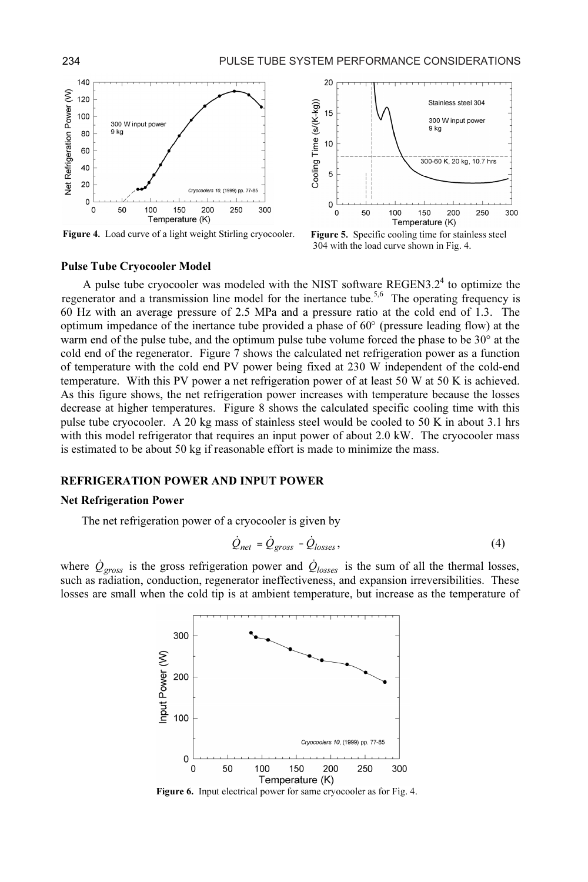Figure 4. Load curve of a light weight Stirling cryocooler.

Figure 5. Specific cooling time for stainless steel 304 with the load curve shown in Fig. 4.

### Pulse Tube Cryocooler Model

A pulse tube cryocooler was modeled with the NIST software REGEN3.2[4] to optimize the regenerator and a transmission line model for the inertance tube.[5,6] The operating frequency is 60 Hz with an average pressure of 2.5 MPa and a pressure ratio at the cold end of 1.3. The optimum impedance of the inertance tube provided a phase of 60° (pressure leading flow) at the warm end of the pulse tube, and the optimum pulse tube volume forced the phase to be 30° at the cold end of the regenerator. Figure 7 shows the calculated net refrigeration power as a function of temperature with the cold end PV power being fixed at 230 W independent of the cold-end temperature. With this PV power a net refrigeration power of at least 50 W at 50 K is achieved. As this figure shows, the net refrigeration power increases with temperature because the losses decrease at higher temperatures. Figure 8 shows the calculated specific cooling time with this pulse tube cryocooler. A 20 kg mass of stainless steel would be cooled to 50 K in about 3.1 hrs with this model refrigerator that requires an input power of about 2.0 kW. The cryocooler mass is estimated to be about 50 kg if reasonable effort is made to minimize the mass.

## REFRIGERATION POWER AND INPUT POWER

### Net Refrigeration Power

The net refrigeration power of a cryocooler is given by

$$\dot{Q}_{net} = \dot{Q}_{gross} - \dot{Q}_{losses}, \qquad (4)$$

where $\dot{Q}_{gross}$ is the gross refrigeration power and $\dot{Q}_{losses}$ is the sum of all the thermal losses, such as radiation, conduction, regenerator ineffectiveness, and expansion irreversibilities. These losses are small when the cold tip is at ambient temperature, but increase as the temperature of

Figure 6. Input electrical power for same cryocooler as for Fig. 4.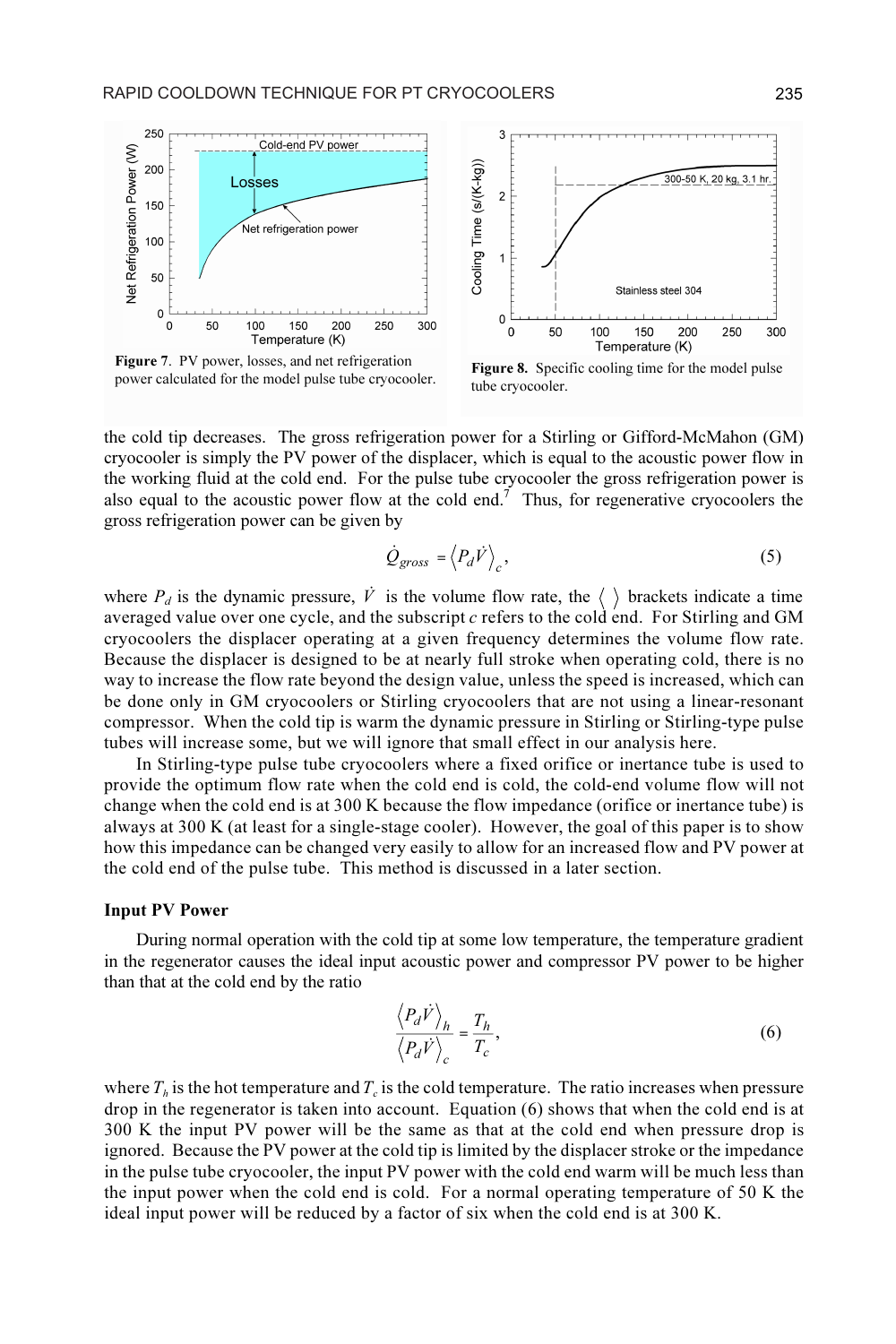**Figure 7**. PV power, losses, and net refrigeration power calculated for the model pulse tube cryocooler.

**Figure 8.** Specific cooling time for the model pulse tube cryocooler.

the cold tip decreases. The gross refrigeration power for a Stirling or Gifford-McMahon (GM) cryocooler is simply the PV power of the displacer, which is equal to the acoustic power flow in the working fluid at the cold end. For the pulse tube cryocooler the gross refrigeration power is also equal to the acoustic power flow at the cold end.[7] Thus, for regenerative cryocoolers the gross refrigeration power can be given by

$$\dot{Q}_{gross} = \left\langle P_d \dot{V} \right\rangle_c , \tag{5}$$

where $P_d$ is the dynamic pressure, $\dot{V}$ is the volume flow rate, the $\langle\ \rangle$ brackets indicate a time averaged value over one cycle, and the subscript $c$ refers to the cold end. For Stirling and GM cryocoolers the displacer operating at a given frequency determines the volume flow rate. Because the displacer is designed to be at nearly full stroke when operating cold, there is no way to increase the flow rate beyond the design value, unless the speed is increased, which can be done only in GM cryocoolers or Stirling cryocoolers that are not using a linear-resonant compressor. When the cold tip is warm the dynamic pressure in Stirling or Stirling-type pulse tubes will increase some, but we will ignore that small effect in our analysis here.

In Stirling-type pulse tube cryocoolers where a fixed orifice or inertance tube is used to provide the optimum flow rate when the cold end is cold, the cold-end volume flow will not change when the cold end is at 300 K because the flow impedance (orifice or inertance tube) is always at 300 K (at least for a single-stage cooler). However, the goal of this paper is to show how this impedance can be changed very easily to allow for an increased flow and PV power at the cold end of the pulse tube. This method is discussed in a later section.

### Input PV Power

During normal operation with the cold tip at some low temperature, the temperature gradient in the regenerator causes the ideal input acoustic power and compressor PV power to be higher than that at the cold end by the ratio

$$\frac{\left\langle P_d \dot{V} \right\rangle_h}{\left\langle P_d \dot{V} \right\rangle_c} = \frac{T_h}{T_c}, \tag{6}$$

where $T_h$ is the hot temperature and $T_c$ is the cold temperature. The ratio increases when pressure drop in the regenerator is taken into account. Equation (6) shows that when the cold end is at 300 K the input PV power will be the same as that at the cold end when pressure drop is ignored. Because the PV power at the cold tip is limited by the displacer stroke or the impedance in the pulse tube cryocooler, the input PV power with the cold end warm will be much less than the input power when the cold end is cold. For a normal operating temperature of 50 K the ideal input power will be reduced by a factor of six when the cold end is at 300 K.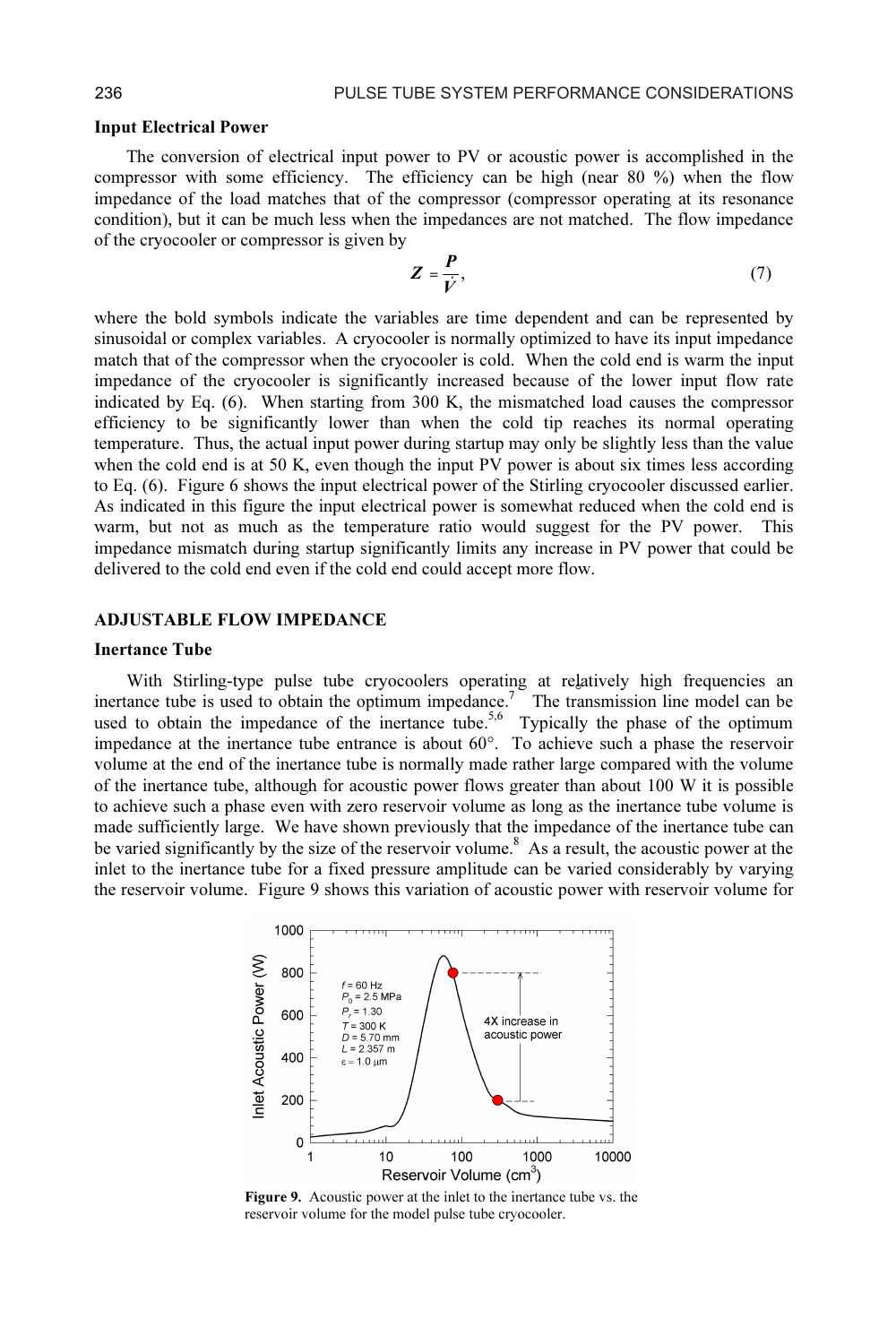### Input Electrical Power

The conversion of electrical input power to PV or acoustic power is accomplished in the compressor with some efficiency. The efficiency can be high (near 80 %) when the flow impedance of the load matches that of the compressor (compressor operating at its resonance condition), but it can be much less when the impedances are not matched. The flow impedance of the cryocooler or compressor is given by

$$\mathbf{Z} = \frac{\mathbf{P}}{\dot{\mathbf{V}}}, \tag{7}$$

where the bold symbols indicate the variables are time dependent and can be represented by sinusoidal or complex variables. A cryocooler is normally optimized to have its input impedance match that of the compressor when the cryocooler is cold. When the cold end is warm the input impedance of the cryocooler is significantly increased because of the lower input flow rate indicated by Eq. (6). When starting from 300 K, the mismatched load causes the compressor efficiency to be significantly lower than when the cold tip reaches its normal operating temperature. Thus, the actual input power during startup may only be slightly less than the value when the cold end is at 50 K, even though the input PV power is about six times less according to Eq. (6). Figure 6 shows the input electrical power of the Stirling cryocooler discussed earlier. As indicated in this figure the input electrical power is somewhat reduced when the cold end is warm, but not as much as the temperature ratio would suggest for the PV power. This impedance mismatch during startup significantly limits any increase in PV power that could be delivered to the cold end even if the cold end could accept more flow.

## ADJUSTABLE FLOW IMPEDANCE

### Inertance Tube

With Stirling-type pulse tube cryocoolers operating at relatively high frequencies an inertance tube is used to obtain the optimum impedance.[7] The transmission line model can be used to obtain the impedance of the inertance tube.[5,6] Typically the phase of the optimum impedance at the inertance tube entrance is about 60°. To achieve such a phase the reservoir volume at the end of the inertance tube is normally made rather large compared with the volume of the inertance tube, although for acoustic power flows greater than about 100 W it is possible to achieve such a phase even with zero reservoir volume as long as the inertance tube volume is made sufficiently large. We have shown previously that the impedance of the inertance tube can be varied significantly by the size of the reservoir volume.[8] As a result, the acoustic power at the inlet to the inertance tube for a fixed pressure amplitude can be varied considerably by varying the reservoir volume. Figure 9 shows this variation of acoustic power with reservoir volume for

**Figure 9.** Acoustic power at the inlet to the inertance tube vs. the reservoir volume for the model pulse tube cryocooler.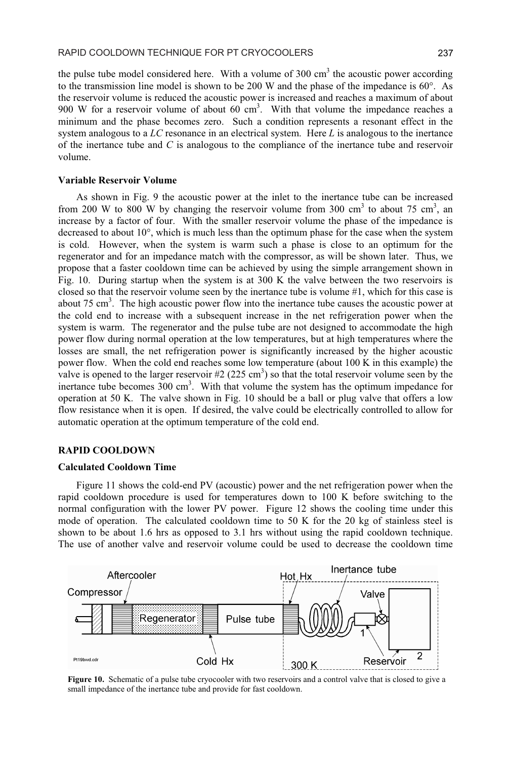the pulse tube model considered here. With a volume of 300 cm$^3$ the acoustic power according to the transmission line model is shown to be 200 W and the phase of the impedance is 60°. As the reservoir volume is reduced the acoustic power is increased and reaches a maximum of about 900 W for a reservoir volume of about 60 cm$^3$. With that volume the impedance reaches a minimum and the phase becomes zero. Such a condition represents a resonant effect in the system analogous to a *LC* resonance in an electrical system. Here *L* is analogous to the inertance of the inertance tube and *C* is analogous to the compliance of the inertance tube and reservoir volume.

### Variable Reservoir Volume

As shown in Fig. 9 the acoustic power at the inlet to the inertance tube can be increased from 200 W to 800 W by changing the reservoir volume from 300 cm$^3$ to about 75 cm$^3$, an increase by a factor of four. With the smaller reservoir volume the phase of the impedance is decreased to about 10°, which is much less than the optimum phase for the case when the system is cold. However, when the system is warm such a phase is close to an optimum for the regenerator and for an impedance match with the compressor, as will be shown later. Thus, we propose that a faster cooldown time can be achieved by using the simple arrangement shown in Fig. 10. During startup when the system is at 300 K the valve between the two reservoirs is closed so that the reservoir volume seen by the inertance tube is volume #1, which for this case is about 75 cm$^3$. The high acoustic power flow into the inertance tube causes the acoustic power at the cold end to increase with a subsequent increase in the net refrigeration power when the system is warm. The regenerator and the pulse tube are not designed to accommodate the high power flow during normal operation at the low temperatures, but at high temperatures where the losses are small, the net refrigeration power is significantly increased by the higher acoustic power flow. When the cold end reaches some low temperature (about 100 K in this example) the valve is opened to the larger reservoir #2 (225 cm$^3$) so that the total reservoir volume seen by the inertance tube becomes 300 cm$^3$. With that volume the system has the optimum impedance for operation at 50 K. The valve shown in Fig. 10 should be a ball or plug valve that offers a low flow resistance when it is open. If desired, the valve could be electrically controlled to allow for automatic operation at the optimum temperature of the cold end.

## RAPID COOLDOWN

### Calculated Cooldown Time

Figure 11 shows the cold-end PV (acoustic) power and the net refrigeration power when the rapid cooldown procedure is used for temperatures down to 100 K before switching to the normal configuration with the lower PV power. Figure 12 shows the cooling time under this mode of operation. The calculated cooldown time to 50 K for the 20 kg of stainless steel is shown to be about 1.6 hrs as opposed to 3.1 hrs without using the rapid cooldown technique. The use of another valve and reservoir volume could be used to decrease the cooldown time

**Figure 10.** Schematic of a pulse tube cryocooler with two reservoirs and a control valve that is closed to give a small impedance of the inertance tube and provide for fast cooldown.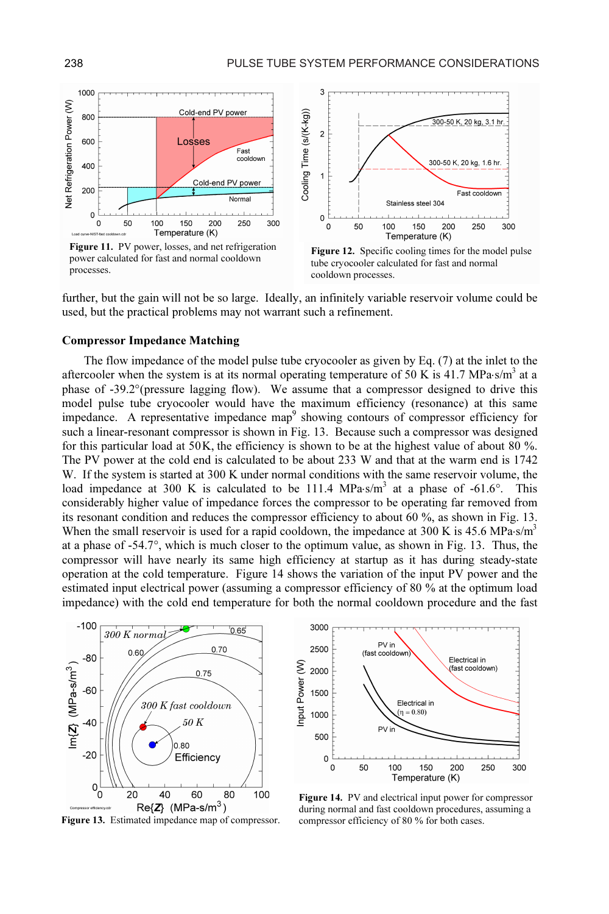Figure 11. PV power, losses, and net refrigeration power calculated for fast and normal cooldown processes.

Figure 12. Specific cooling times for the model pulse tube cryocooler calculated for fast and normal cooldown processes.

further, but the gain will not be so large. Ideally, an infinitely variable reservoir volume could be used, but the practical problems may not warrant such a refinement.

### Compressor Impedance Matching

The flow impedance of the model pulse tube cryocooler as given by Eq. (7) at the inlet to the aftercooler when the system is at its normal operating temperature of 50 K is 41.7 MPa·s/m$^3$ at a phase of -39.2°(pressure lagging flow). We assume that a compressor designed to drive this model pulse tube cryocooler would have the maximum efficiency (resonance) at this same impedance. A representative impedance map[9] showing contours of compressor efficiency for such a linear-resonant compressor is shown in Fig. 13. Because such a compressor was designed for this particular load at 50 K, the efficiency is shown to be at the highest value of about 80 %. The PV power at the cold end is calculated to be about 233 W and that at the warm end is 1742 W. If the system is started at 300 K under normal conditions with the same reservoir volume, the load impedance at 300 K is calculated to be 111.4 MPa·s/m$^3$ at a phase of -61.6°. This considerably higher value of impedance forces the compressor to be operating far removed from its resonant condition and reduces the compressor efficiency to about 60 %, as shown in Fig. 13. When the small reservoir is used for a rapid cooldown, the impedance at 300 K is 45.6 MPa·s/m$^3$ at a phase of -54.7°, which is much closer to the optimum value, as shown in Fig. 13. Thus, the compressor will have nearly its same high efficiency at startup as it has during steady-state operation at the cold temperature. Figure 14 shows the variation of the input PV power and the estimated input electrical power (assuming a compressor efficiency of 80 % at the optimum load impedance) with the cold end temperature for both the normal cooldown procedure and the fast

Figure 13. Estimated impedance map of compressor.

Figure 14. PV and electrical input power for compressor during normal and fast cooldown procedures, assuming a compressor efficiency of 80 % for both cases.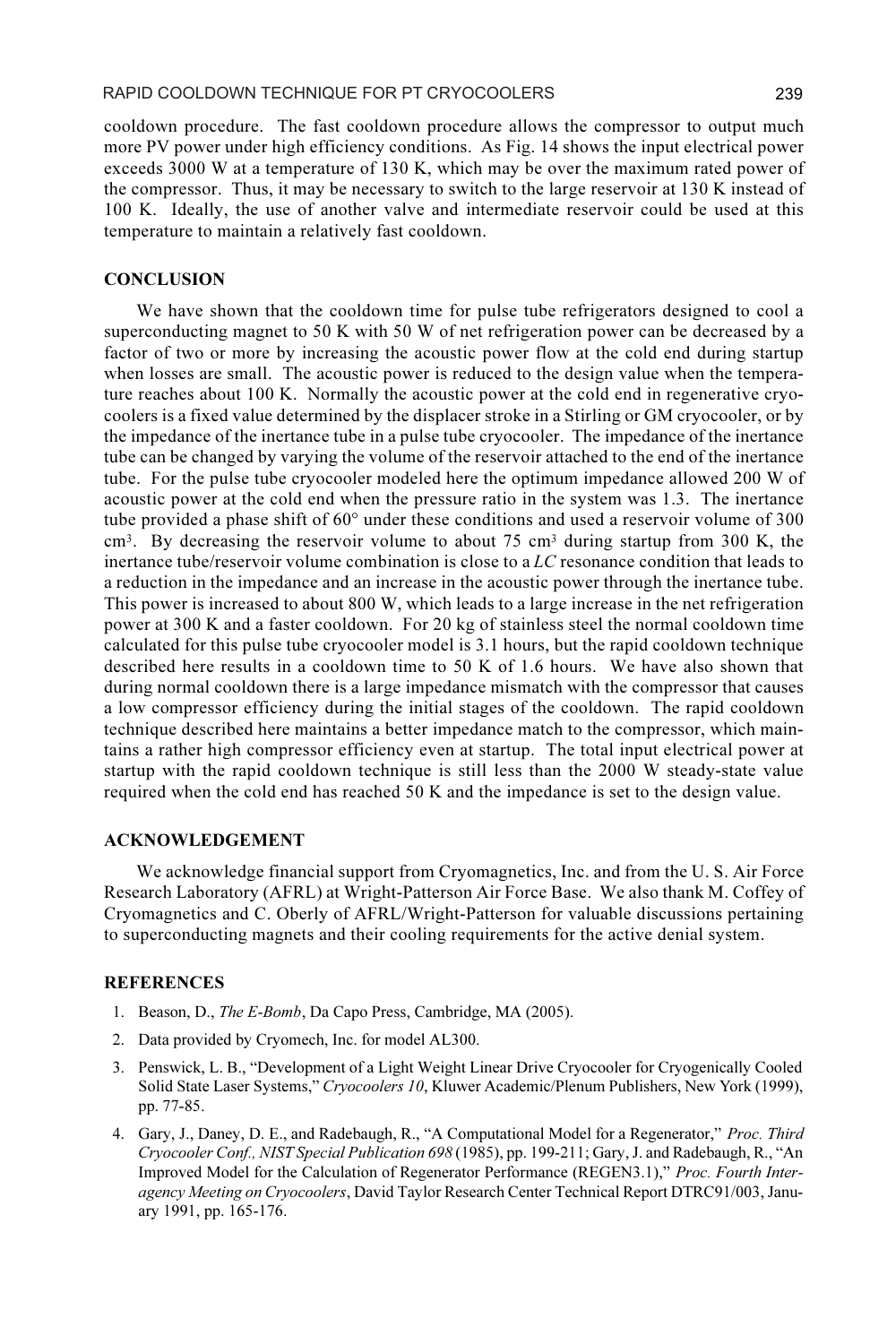cooldown procedure. The fast cooldown procedure allows the compressor to output much more PV power under high efficiency conditions. As Fig. 14 shows the input electrical power exceeds 3000 W at a temperature of 130 K, which may be over the maximum rated power of the compressor. Thus, it may be necessary to switch to the large reservoir at 130 K instead of 100 K. Ideally, the use of another valve and intermediate reservoir could be used at this temperature to maintain a relatively fast cooldown.

## CONCLUSION

We have shown that the cooldown time for pulse tube refrigerators designed to cool a superconducting magnet to 50 K with 50 W of net refrigeration power can be decreased by a factor of two or more by increasing the acoustic power flow at the cold end during startup when losses are small. The acoustic power is reduced to the design value when the temperature reaches about 100 K. Normally the acoustic power at the cold end in regenerative cryocoolers is a fixed value determined by the displacer stroke in a Stirling or GM cryocooler, or by the impedance of the inertance tube in a pulse tube cryocooler. The impedance of the inertance tube can be changed by varying the volume of the reservoir attached to the end of the inertance tube. For the pulse tube cryocooler modeled here the optimum impedance allowed 200 W of acoustic power at the cold end when the pressure ratio in the system was 1.3. The inertance tube provided a phase shift of 60° under these conditions and used a reservoir volume of 300 $cm^3$. By decreasing the reservoir volume to about 75 $cm^3$ during startup from 300 K, the inertance tube/reservoir volume combination is close to a *LC* resonance condition that leads to a reduction in the impedance and an increase in the acoustic power through the inertance tube. This power is increased to about 800 W, which leads to a large increase in the net refrigeration power at 300 K and a faster cooldown. For 20 kg of stainless steel the normal cooldown time calculated for this pulse tube cryocooler model is 3.1 hours, but the rapid cooldown technique described here results in a cooldown time to 50 K of 1.6 hours. We have also shown that during normal cooldown there is a large impedance mismatch with the compressor that causes a low compressor efficiency during the initial stages of the cooldown. The rapid cooldown technique described here maintains a better impedance match to the compressor, which maintains a rather high compressor efficiency even at startup. The total input electrical power at startup with the rapid cooldown technique is still less than the 2000 W steady-state value required when the cold end has reached 50 K and the impedance is set to the design value.

## ACKNOWLEDGEMENT

We acknowledge financial support from Cryomagnetics, Inc. and from the U. S. Air Force Research Laboratory (AFRL) at Wright-Patterson Air Force Base. We also thank M. Coffey of Cryomagnetics and C. Oberly of AFRL/Wright-Patterson for valuable discussions pertaining to superconducting magnets and their cooling requirements for the active denial system.

## REFERENCES

1. Beason, D., *The E-Bomb*, Da Capo Press, Cambridge, MA (2005).
2. Data provided by Cryomech, Inc. for model AL300.
3. Penswick, L. B., "Development of a Light Weight Linear Drive Cryocooler for Cryogenically Cooled Solid State Laser Systems," *Cryocoolers 10*, Kluwer Academic/Plenum Publishers, New York (1999), pp. 77-85.
4. Gary, J., Daney, D. E., and Radebaugh, R., "A Computational Model for a Regenerator," *Proc. Third Cryocooler Conf., NIST Special Publication 698* (1985), pp. 199-211; Gary, J. and Radebaugh, R., "An Improved Model for the Calculation of Regenerator Performance (REGEN3.1)," *Proc. Fourth Interagency Meeting on Cryocoolers*, David Taylor Research Center Technical Report DTRC91/003, January 1991, pp. 165-176.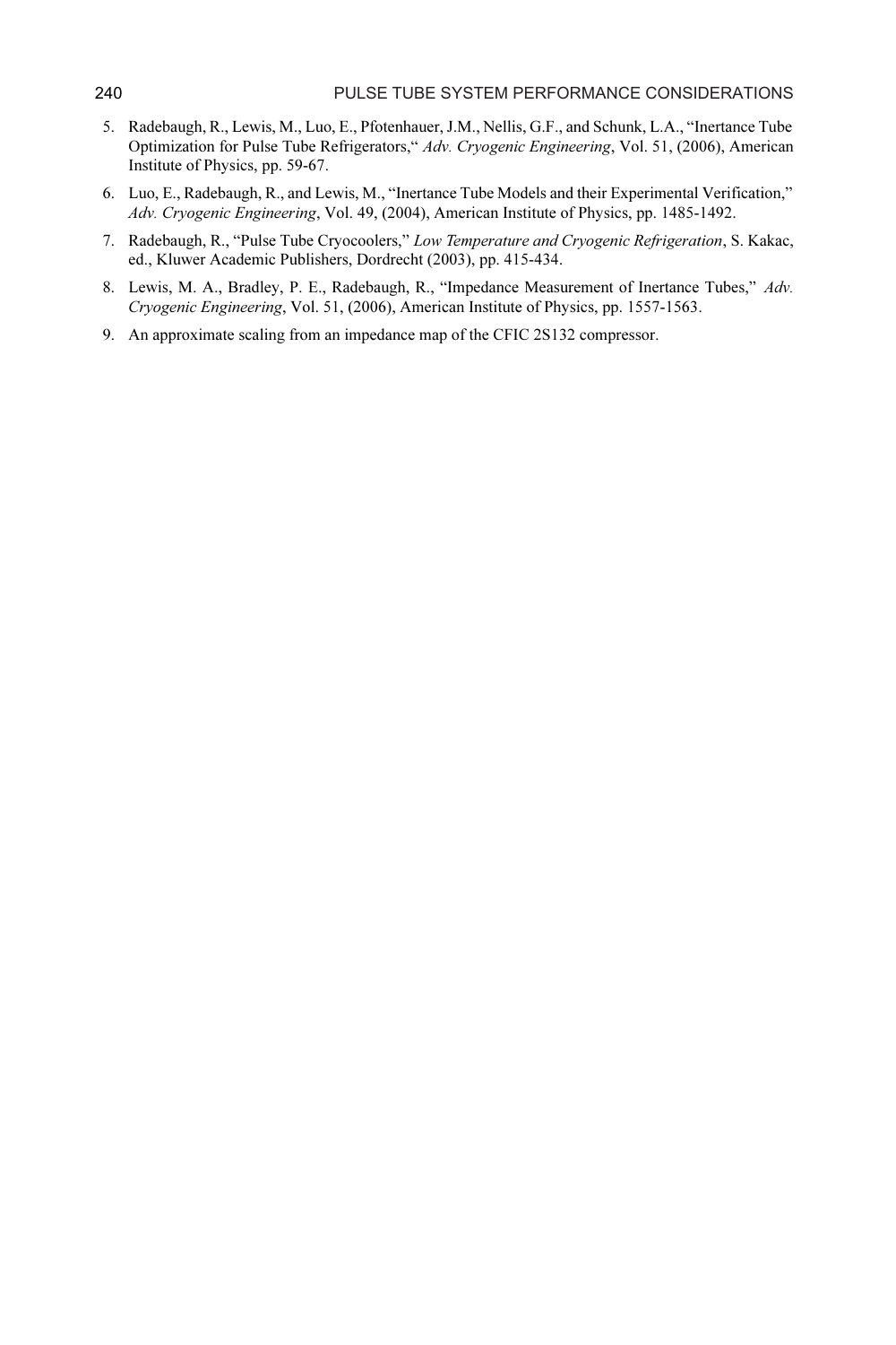5. Radebaugh, R., Lewis, M., Luo, E., Pfotenhauer, J.M., Nellis, G.F., and Schunk, L.A., "Inertance Tube Optimization for Pulse Tube Refrigerators," *Adv. Cryogenic Engineering*, Vol. 51, (2006), American Institute of Physics, pp. 59-67.

6. Luo, E., Radebaugh, R., and Lewis, M., "Inertance Tube Models and their Experimental Verification," *Adv. Cryogenic Engineering*, Vol. 49, (2004), American Institute of Physics, pp. 1485-1492.

7. Radebaugh, R., "Pulse Tube Cryocoolers," *Low Temperature and Cryogenic Refrigeration*, S. Kakac, ed., Kluwer Academic Publishers, Dordrecht (2003), pp. 415-434.

8. Lewis, M. A., Bradley, P. E., Radebaugh, R., "Impedance Measurement of Inertance Tubes," *Adv. Cryogenic Engineering*, Vol. 51, (2006), American Institute of Physics, pp. 1557-1563.

9. An approximate scaling from an impedance map of the CFIC 2S132 compressor.